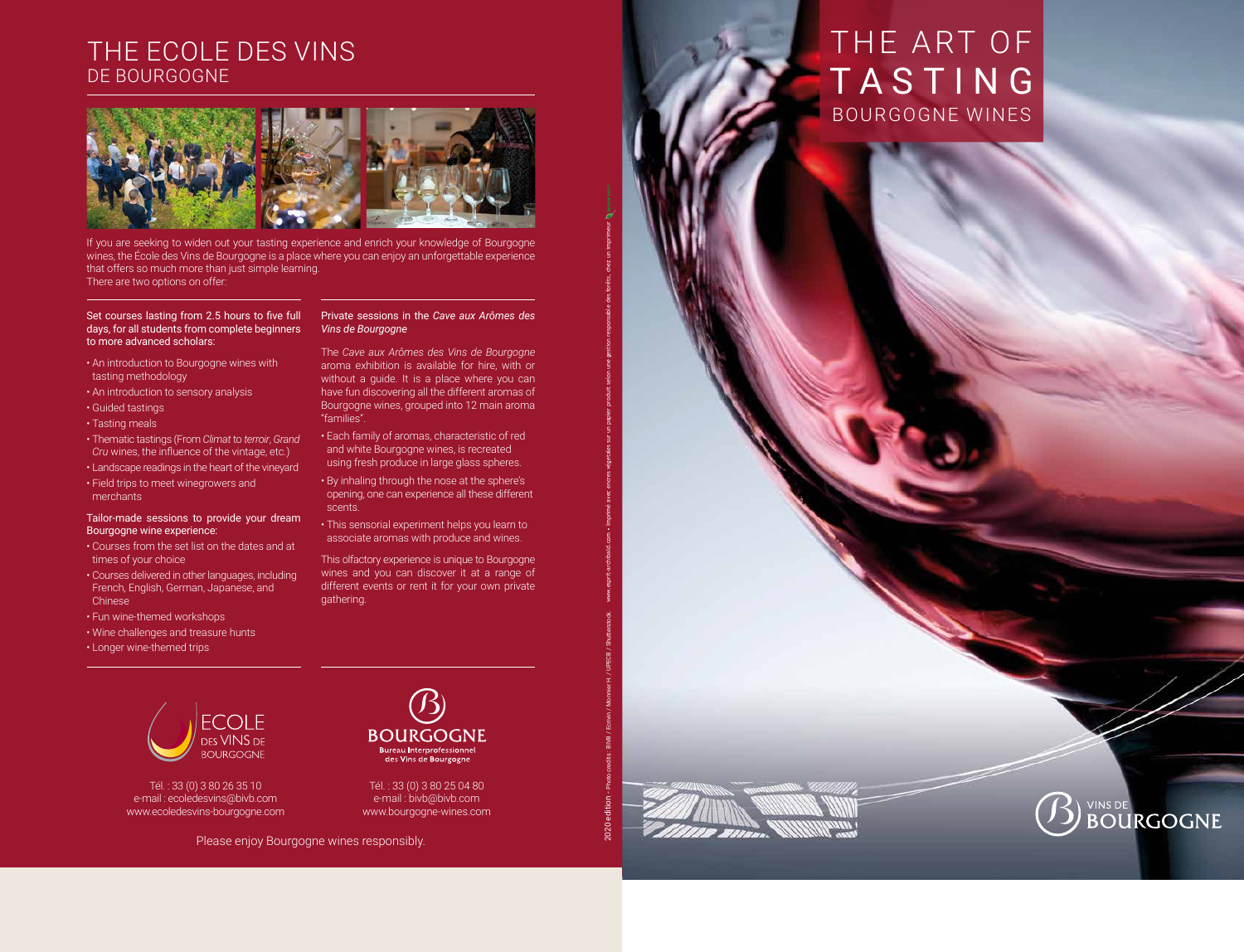# THE ECOLE DES VINS DE BOURGOGNE

If you are seeking to widen out your tasting experience and enrich your knowledge of Bourgogne wines, the École des Vins de Bourgogne is a place where you can enjoy an unforgettable experience that offers so much more than just simple learning.
There are two options on offer:

Set courses lasting from 2.5 hours to five full days, for all students from complete beginners to more advanced scholars:

- An introduction to Bourgogne wines with tasting methodology
- An introduction to sensory analysis
- Guided tastings
- Tasting meals
- Thematic tastings (From *Climat* to *terroir*, *Grand Cru* wines, the influence of the vintage, etc.)
- Landscape readings in the heart of the vineyard
- Field trips to meet winegrowers and merchants

Tailor-made sessions to provide your dream Bourgogne wine experience:

- Courses from the set list on the dates and at times of your choice
- Courses delivered in other languages, including French, English, German, Japanese, and Chinese
- Fun wine-themed workshops
- Wine challenges and treasure hunts
- Longer wine-themed trips

Private sessions in the *Cave aux Arômes des Vins de Bourgogne*

The *Cave aux Arômes des Vins de Bourgogne* aroma exhibition is available for hire, with or without a guide. It is a place where you can have fun discovering all the different aromas of Bourgogne wines, grouped into 12 main aroma "families".

- Each family of aromas, characteristic of red and white Bourgogne wines, is recreated using fresh produce in large glass spheres.
- By inhaling through the nose at the sphere's opening, one can experience all these different scents.
- This sensorial experiment helps you learn to associate aromas with produce and wines.

This olfactory experience is unique to Bourgogne wines and you can discover it at a range of different events or rent it for your own private gathering.

ECOLE DES VINS DE BOURGOGNE

Tél. : 33 (0) 3 80 26 35 10
e-mail : ecoledesvins@bivb.com
www.ecoledesvins-bourgogne.com

BOURGOGNE
Bureau Interprofessionnel des Vins de Bourgogne

Tél. : 33 (0) 3 80 25 04 80
e-mail : bivb@bivb.com
www.bourgogne-wines.com

Please enjoy Bourgogne wines responsibly.

2020 edition - Photo credits : BIVB / Ecrivin / Monnier H. / UPECB / Shutterstock. www.esprit-archibald.com • Imprimé avec encres végétales sur un papier produit selon une gestion responsable des forêts, chez un imprimeur Imprim'vert

# THE ART OF TASTING BOURGOGNE WINES

VINS DE BOURGOGNE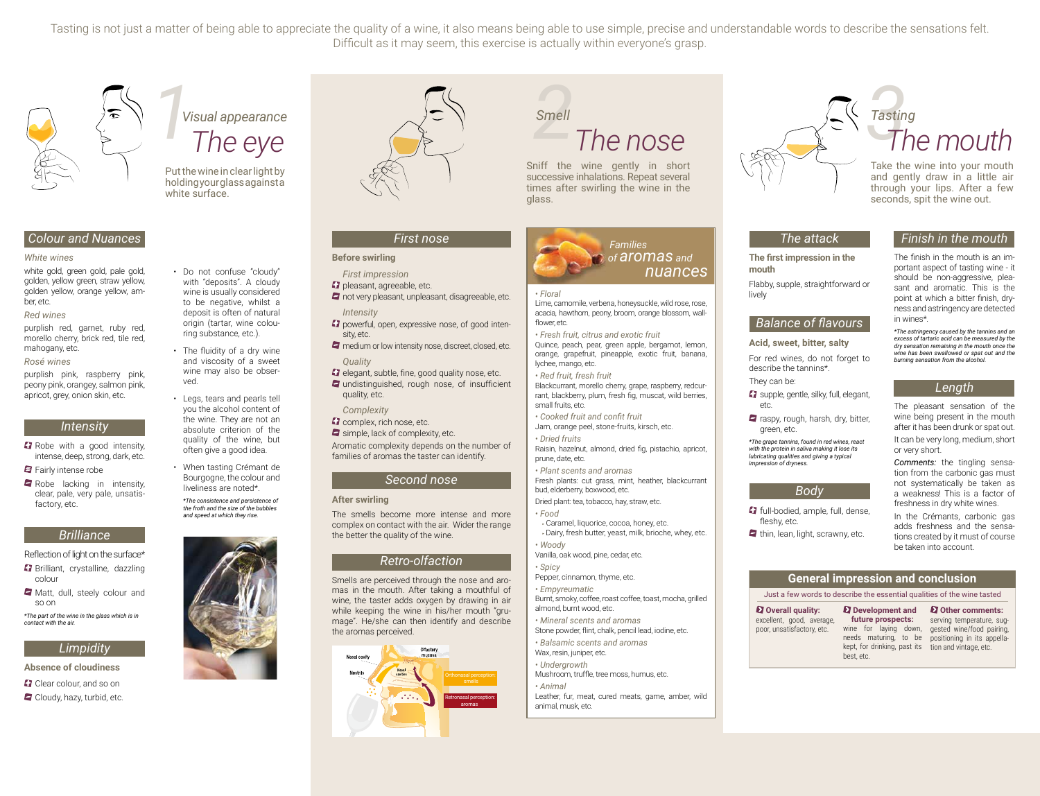Tasting is not just a matter of being able to appreciate the quality of a wine, it also means being able to use simple, precise and understandable words to describe the sensations felt. Difficult as it may seem, this exercise is actually within everyone's grasp.

# 1 Visual appearance – The eye

Put the wine in clear light by holding your glass against a white surface.

## Colour and Nuances

*White wines*

white gold, green gold, pale gold, golden, yellow green, straw yellow, golden yellow, orange yellow, amber, etc.

*Red wines*

purplish red, garnet, ruby red, morello cherry, brick red, tile red, mahogany, etc.

*Rosé wines*

purplish pink, raspberry pink, peony pink, orangey, salmon pink, apricot, grey, onion skin, etc.

## Intensity

- Robe with a good intensity, intense, deep, strong, dark, etc.
- Fairly intense robe
- Robe lacking in intensity, clear, pale, very pale, unsatisfactory, etc.

## Brilliance

Reflection of light on the surface*

- Brilliant, crystalline, dazzling colour
- Matt, dull, steely colour and so on

*\*The part of the wine in the glass which is in contact with the air.*

## Limpidity

**Absence of cloudiness**

- Clear colour, and so on
- Cloudy, hazy, turbid, etc.

- Do not confuse "cloudy" with "deposits". A cloudy wine is usually considered to be negative, whilst a deposit is often of natural origin (tartar, wine colouring substance, etc.).
- The fluidity of a dry wine and viscosity of a sweet wine may also be observed.
- Legs, tears and pearls tell you the alcohol content of the wine. They are not an absolute criterion of the quality of the wine, but often give a good idea.
- When tasting Crémant de Bourgogne, the colour and liveliness are noted*.

*\*The consistence and persistence of the froth and the size of the bubbles and speed at which they rise.*

# 2 Smell – The nose

Sniff the wine gently in short successive inhalations. Repeat several times after swirling the wine in the glass.

## First nose

**Before swirling**

*First impression*

- pleasant, agreeable, etc.
- not very pleasant, unpleasant, disagreeable, etc.

*Intensity*

- powerful, open, expressive nose, of good intensity, etc.
- medium or low intensity nose, discreet, closed, etc.

*Quality*

- elegant, subtle, fine, good quality nose, etc.
- undistinguished, rough nose, of insufficient quality, etc.

*Complexity*

- complex, rich nose, etc.
- simple, lack of complexity, etc.

Aromatic complexity depends on the number of families of aromas the taster can identify.

## Second nose

**After swirling**

The smells become more intense and more complex on contact with the air. Wider the range the better the quality of the wine.

## Retro-olfaction

Smells are perceived through the nose and aromas in the mouth. After taking a mouthful of wine, the taster adds oxygen by drawing in air while keeping the wine in his/her mouth "grumage". He/she can then identify and describe the aromas perceived.

Nasal cavity
Olfactory mucosa
Nostrils
Nasal cavities
Orthonasal perception: smells
Retronasal perception: aromas

## Families of aromas and nuances

- *Floral*
  Lime, camomile, verbena, honeysuckle, wild rose, rose, acacia, hawthorn, peony, broom, orange blossom, wallflower, etc.
- *Fresh fruit, citrus and exotic fruit*
  Quince, peach, pear, green apple, bergamot, lemon, orange, grapefruit, pineapple, exotic fruit, banana, lychee, mango, etc.
- *Red fruit, fresh fruit*
  Blackcurrant, morello cherry, grape, raspberry, redcurrant, blackberry, plum, fresh fig, muscat, wild berries, small fruits, etc.
- *Cooked fruit and confit fruit*
  Jam, orange peel, stone-fruits, kirsch, etc.
- *Dried fruits*
  Raisin, hazelnut, almond, dried fig, pistachio, apricot, prune, date, etc.
- *Plant scents and aromas*
  Fresh plants: cut grass, mint, heather, blackcurrant bud, elderberry, boxwood, etc.
  Dried plant: tea, tobacco, hay, straw, etc.
- *Food*
  - Caramel, liquorice, cocoa, honey, etc.
  - Dairy, fresh butter, yeast, milk, brioche, whey, etc.
- *Woody*
  Vanilla, oak wood, pine, cedar, etc.
- *Spicy*
  Pepper, cinnamon, thyme, etc.
- *Empyreumatic*
  Burnt, smoky, coffee, roast coffee, toast, mocha, grilled almond, burnt wood, etc.
- *Mineral scents and aromas*
  Stone powder, flint, chalk, pencil lead, iodine, etc.
- *Balsamic scents and aromas*
  Wax, resin, juniper, etc.
- *Undergrowth*
  Mushroom, truffle, tree moss, humus, etc.
- *Animal*
  Leather, fur, meat, cured meats, game, amber, wild animal, musk, etc.

# 3 Tasting – The mouth

Take the wine into your mouth and gently draw in a little air through your lips. After a few seconds, spit the wine out.

## The attack

**The first impression in the mouth**

Flabby, supple, straightforward or lively

## Balance of flavours

**Acid, sweet, bitter, salty**

For red wines, do not forget to describe the tannins*.

They can be:

- supple, gentle, silky, full, elegant, etc.
- raspy, rough, harsh, dry, bitter, green, etc.

*\*The grape tannins, found in red wines, react with the protein in saliva making it lose its lubricating qualities and giving a typical impression of dryness.*

## Body

- full-bodied, ample, full, dense, fleshy, etc.
- thin, lean, light, scrawny, etc.

## Finish in the mouth

The finish in the mouth is an important aspect of tasting wine - it should be non-aggressive, pleasant and aromatic. This is the point at which a bitter finish, dryness and astringency are detected in wines*.

*\*The astringency caused by the tannins and an excess of tartaric acid can be measured by the dry sensation remaining in the mouth once the wine has been swallowed or spat out and the burning sensation from the alcohol.*

## Length

The pleasant sensation of the wine being present in the mouth after it has been drunk or spat out.

It can be very long, medium, short or very short.

*Comments:* the tingling sensation from the carbonic gas must not systematically be taken as a weakness! This is a factor of freshness in dry white wines.

In the Crémants, carbonic gas adds freshness and the sensations created by it must of course be taken into account.

## General impression and conclusion

Just a few words to describe the essential qualities of the wine tasted

- **Overall quality:** excellent, good, average, poor, unsatisfactory, etc.
- **Development and future prospects:** wine for laying down, needs maturing, to be kept, for drinking, past its best, etc.
- **Other comments:** serving temperature, suggested wine/food pairing, positioning in its appellation and vintage, etc.